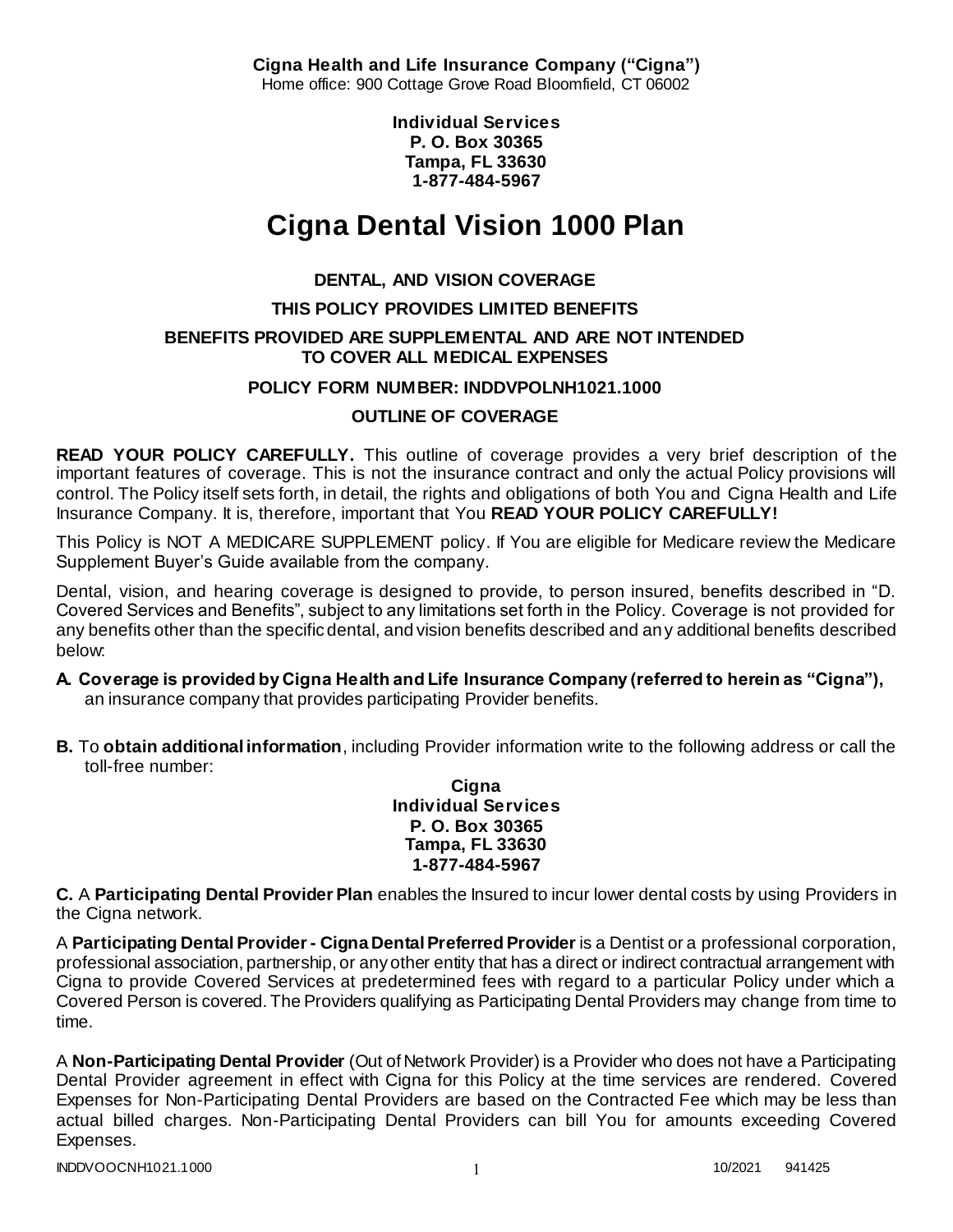**Cigna Health and Life Insurance Company ("Cigna")**
Home office: 900 Cottage Grove Road Bloomfield, CT 06002

**Individual Services**
**P. O. Box 30365**
**Tampa, FL 33630**
**1-877-484-5967**

# Cigna Dental Vision 1000 Plan

**DENTAL, AND VISION COVERAGE**

**THIS POLICY PROVIDES LIMITED BENEFITS**

**BENEFITS PROVIDED ARE SUPPLEMENTAL AND ARE NOT INTENDED TO COVER ALL MEDICAL EXPENSES**

**POLICY FORM NUMBER: INDDVPOLNH1021.1000**

**OUTLINE OF COVERAGE**

**READ YOUR POLICY CAREFULLY.** This outline of coverage provides a very brief description of the important features of coverage. This is not the insurance contract and only the actual Policy provisions will control. The Policy itself sets forth, in detail, the rights and obligations of both You and Cigna Health and Life Insurance Company. It is, therefore, important that You **READ YOUR POLICY CAREFULLY!**

This Policy is NOT A MEDICARE SUPPLEMENT policy. If You are eligible for Medicare review the Medicare Supplement Buyer's Guide available from the company.

Dental, vision, and hearing coverage is designed to provide, to person insured, benefits described in "D. Covered Services and Benefits", subject to any limitations set forth in the Policy. Coverage is not provided for any benefits other than the specific dental, and vision benefits described and any additional benefits described below:

**A. Coverage is provided by Cigna Health and Life Insurance Company (referred to herein as "Cigna"),** an insurance company that provides participating Provider benefits.

**B.** To **obtain additional information**, including Provider information write to the following address or call the toll-free number:

**Cigna**
**Individual Services**
**P. O. Box 30365**
**Tampa, FL 33630**
**1-877-484-5967**

**C.** A **Participating Dental Provider Plan** enables the Insured to incur lower dental costs by using Providers in the Cigna network.

A **Participating Dental Provider - Cigna Dental Preferred Provider** is a Dentist or a professional corporation, professional association, partnership, or any other entity that has a direct or indirect contractual arrangement with Cigna to provide Covered Services at predetermined fees with regard to a particular Policy under which a Covered Person is covered. The Providers qualifying as Participating Dental Providers may change from time to time.

A **Non-Participating Dental Provider** (Out of Network Provider) is a Provider who does not have a Participating Dental Provider agreement in effect with Cigna for this Policy at the time services are rendered. Covered Expenses for Non-Participating Dental Providers are based on the Contracted Fee which may be less than actual billed charges. Non-Participating Dental Providers can bill You for amounts exceeding Covered Expenses.

INDDVOOCNH1021.1000 10/2021 941425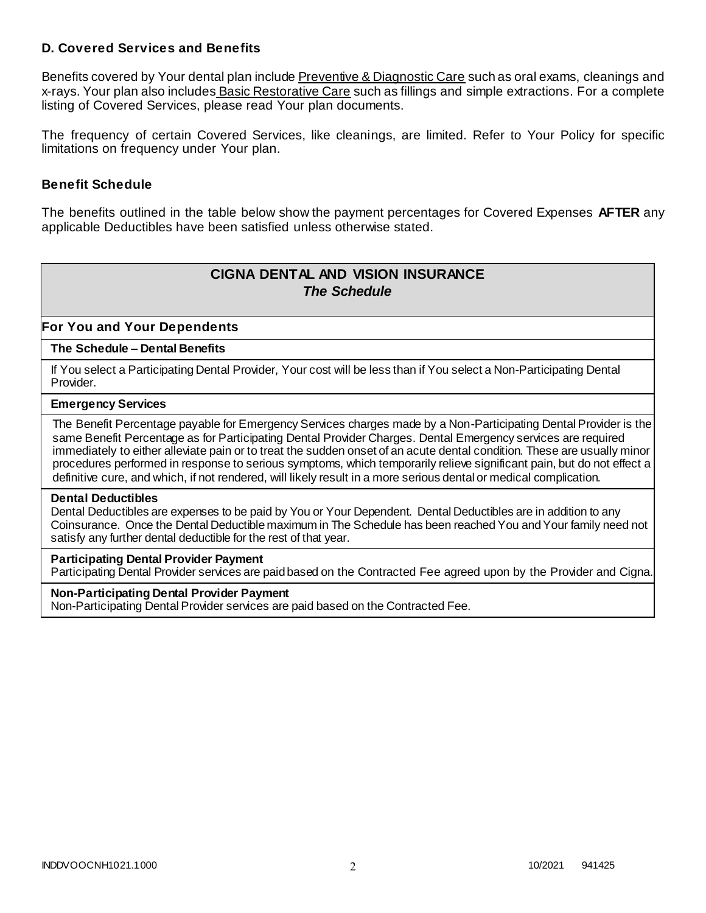### D. Covered Services and Benefits

Benefits covered by Your dental plan include Preventive & Diagnostic Care such as oral exams, cleanings and x-rays. Your plan also includes Basic Restorative Care such as fillings and simple extractions. For a complete listing of Covered Services, please read Your plan documents.

The frequency of certain Covered Services, like cleanings, are limited. Refer to Your Policy for specific limitations on frequency under Your plan.

### Benefit Schedule

The benefits outlined in the table below show the payment percentages for Covered Expenses **AFTER** any applicable Deductibles have been satisfied unless otherwise stated.

| **CIGNA DENTAL AND VISION INSURANCE** ***The Schedule*** |
|---|
| **For You and Your Dependents** |
| **The Schedule – Dental Benefits** |
| If You select a Participating Dental Provider, Your cost will be less than if You select a Non-Participating Dental Provider. |
| **Emergency Services** |
| The Benefit Percentage payable for Emergency Services charges made by a Non-Participating Dental Provider is the same Benefit Percentage as for Participating Dental Provider Charges. Dental Emergency services are required immediately to either alleviate pain or to treat the sudden onset of an acute dental condition. These are usually minor procedures performed in response to serious symptoms, which temporarily relieve significant pain, but do not effect a definitive cure, and which, if not rendered, will likely result in a more serious dental or medical complication. |
| **Dental Deductibles** Dental Deductibles are expenses to be paid by You or Your Dependent. Dental Deductibles are in addition to any Coinsurance. Once the Dental Deductible maximum in The Schedule has been reached You and Your family need not satisfy any further dental deductible for the rest of that year. |
| **Participating Dental Provider Payment** Participating Dental Provider services are paid based on the Contracted Fee agreed upon by the Provider and Cigna. |
| **Non-Participating Dental Provider Payment** Non-Participating Dental Provider services are paid based on the Contracted Fee. |

INDDVOOCNH1021.1000 10/2021 941425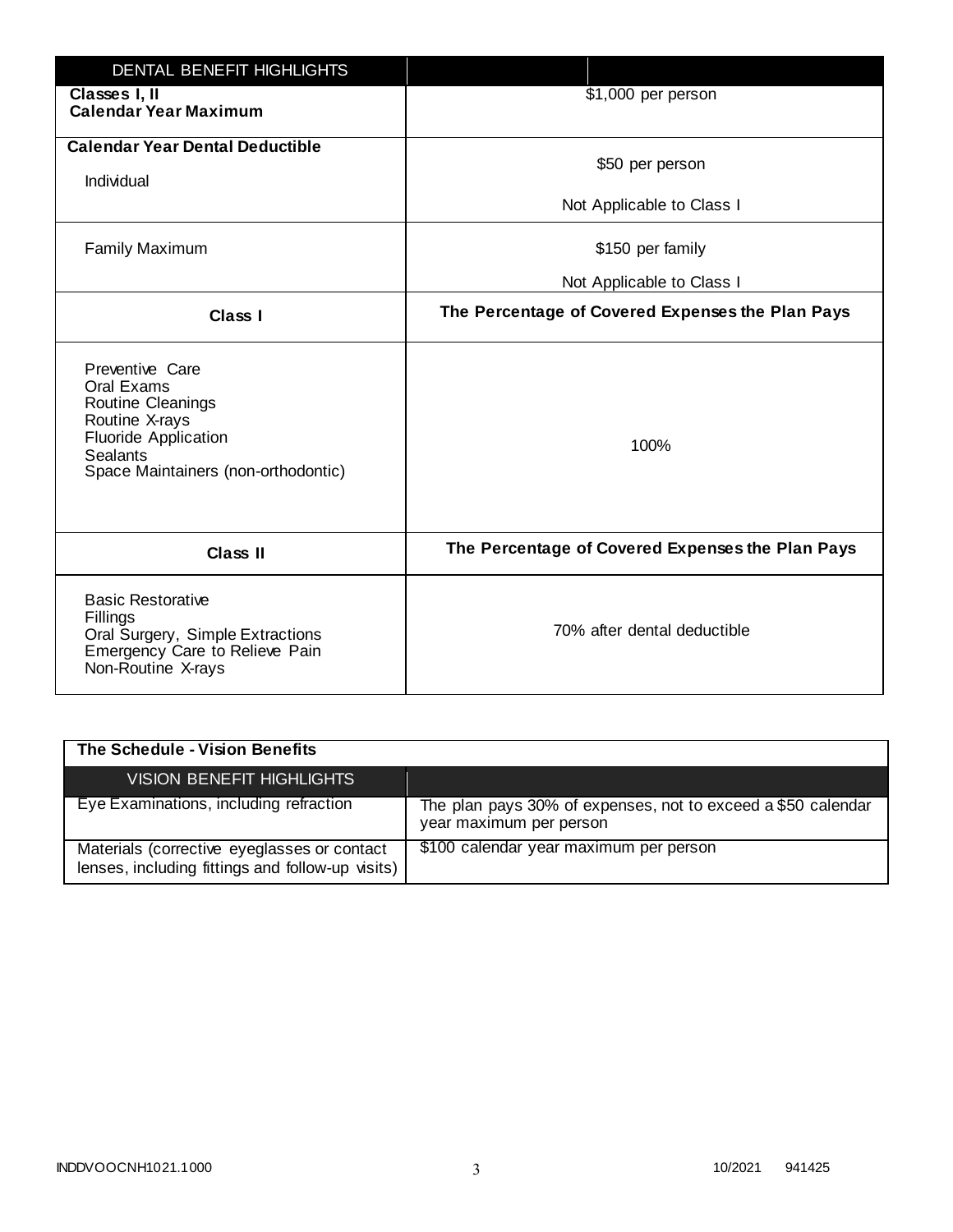| DENTAL BENEFIT HIGHLIGHTS | |
|---|---|
| **Classes I, II**<br>**Calendar Year Maximum** | $1,000 per person |
| **Calendar Year Dental Deductible**<br>Individual | $50 per person<br>Not Applicable to Class I |
| Family Maximum | $150 per family<br>Not Applicable to Class I |
| **Class I** | **The Percentage of Covered Expenses the Plan Pays** |
| Preventive Care<br>Oral Exams<br>Routine Cleanings<br>Routine X-rays<br>Fluoride Application<br>Sealants<br>Space Maintainers (non-orthodontic) | 100% |
| **Class II** | **The Percentage of Covered Expenses the Plan Pays** |
| Basic Restorative<br>Fillings<br>Oral Surgery, Simple Extractions<br>Emergency Care to Relieve Pain<br>Non-Routine X-rays | 70% after dental deductible |

**The Schedule - Vision Benefits**

| VISION BENEFIT HIGHLIGHTS | |
|---|---|
| Eye Examinations, including refraction | The plan pays 30% of expenses, not to exceed a $50 calendar year maximum per person |
| Materials (corrective eyeglasses or contact lenses, including fittings and follow-up visits) | $100 calendar year maximum per person |

INDDVOOCNH1021.1000 10/2021 941425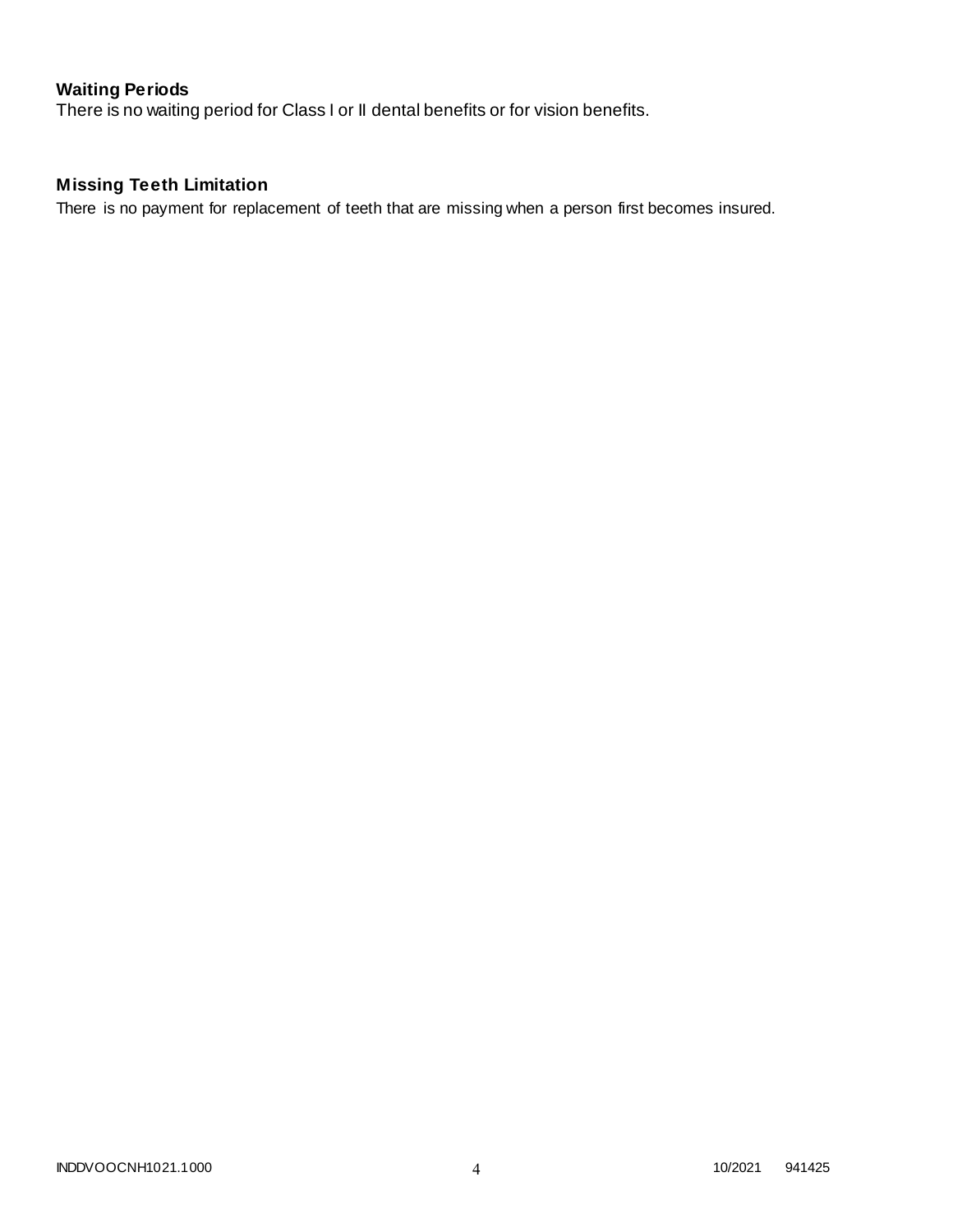## Waiting Periods

There is no waiting period for Class I or II dental benefits or for vision benefits.

## Missing Teeth Limitation

There is no payment for replacement of teeth that are missing when a person first becomes insured.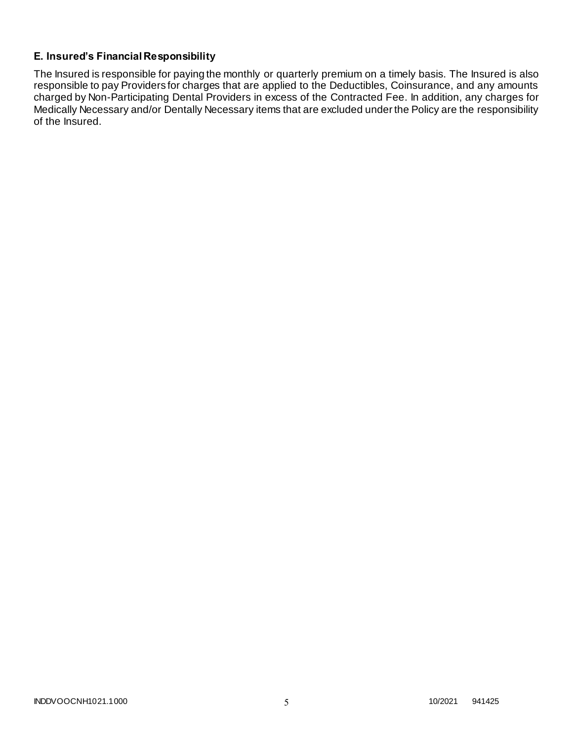### E. Insured's Financial Responsibility

The Insured is responsible for paying the monthly or quarterly premium on a timely basis. The Insured is also responsible to pay Providers for charges that are applied to the Deductibles, Coinsurance, and any amounts charged by Non-Participating Dental Providers in excess of the Contracted Fee. In addition, any charges for Medically Necessary and/or Dentally Necessary items that are excluded under the Policy are the responsibility of the Insured.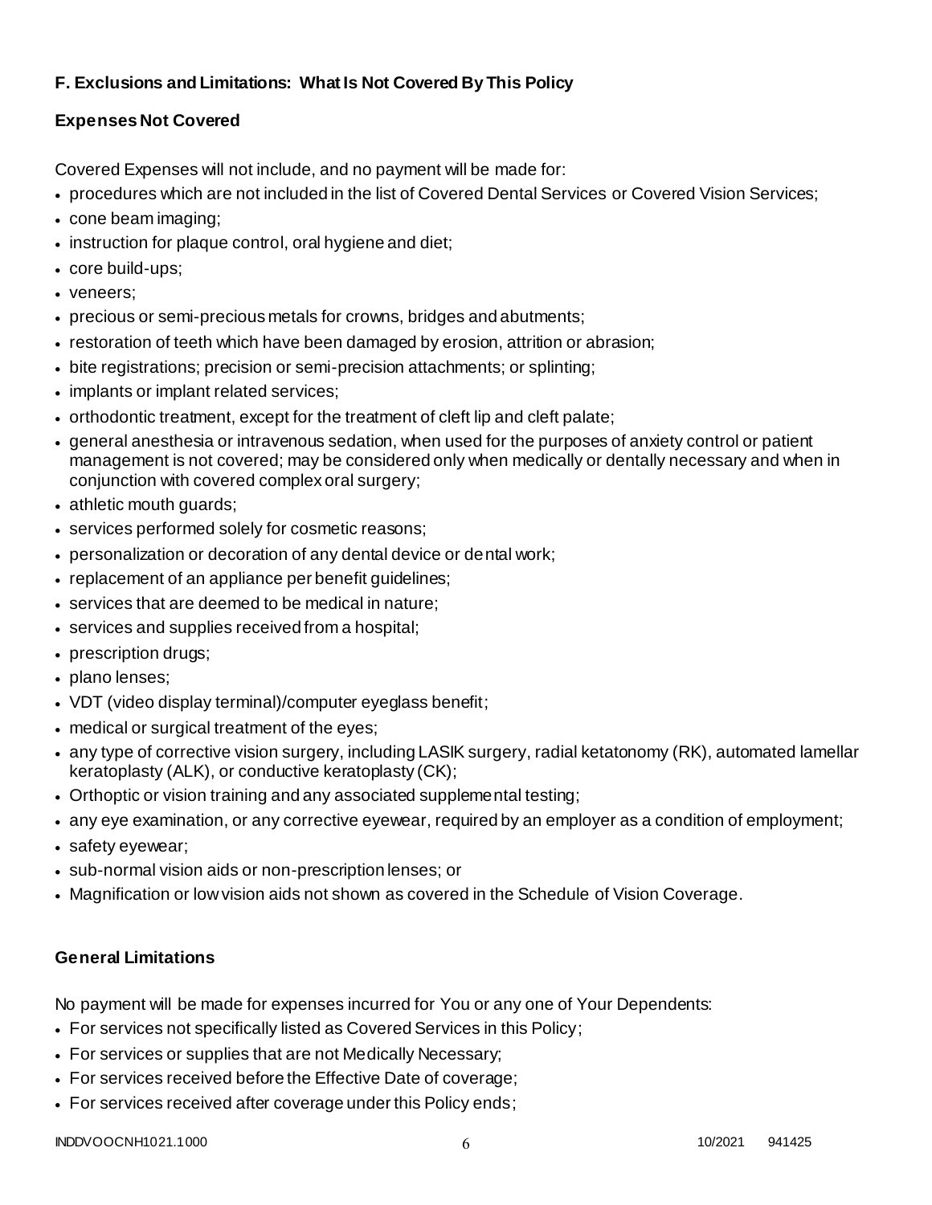**F. Exclusions and Limitations: What Is Not Covered By This Policy**

**Expenses Not Covered**

Covered Expenses will not include, and no payment will be made for:

- procedures which are not included in the list of Covered Dental Services or Covered Vision Services;
- cone beam imaging;
- instruction for plaque control, oral hygiene and diet;
- core build-ups;
- veneers;
- precious or semi-precious metals for crowns, bridges and abutments;
- restoration of teeth which have been damaged by erosion, attrition or abrasion;
- bite registrations; precision or semi-precision attachments; or splinting;
- implants or implant related services;
- orthodontic treatment, except for the treatment of cleft lip and cleft palate;
- general anesthesia or intravenous sedation, when used for the purposes of anxiety control or patient management is not covered; may be considered only when medically or dentally necessary and when in conjunction with covered complex oral surgery;
- athletic mouth guards;
- services performed solely for cosmetic reasons;
- personalization or decoration of any dental device or dental work;
- replacement of an appliance per benefit guidelines;
- services that are deemed to be medical in nature;
- services and supplies received from a hospital;
- prescription drugs;
- plano lenses;
- VDT (video display terminal)/computer eyeglass benefit;
- medical or surgical treatment of the eyes;
- any type of corrective vision surgery, including LASIK surgery, radial ketatonomy (RK), automated lamellar keratoplasty (ALK), or conductive keratoplasty (CK);
- Orthoptic or vision training and any associated supplemental testing;
- any eye examination, or any corrective eyewear, required by an employer as a condition of employment;
- safety eyewear;
- sub-normal vision aids or non-prescription lenses; or
- Magnification or low vision aids not shown as covered in the Schedule of Vision Coverage.

**General Limitations**

No payment will be made for expenses incurred for You or any one of Your Dependents:

- For services not specifically listed as Covered Services in this Policy;
- For services or supplies that are not Medically Necessary;
- For services received before the Effective Date of coverage;
- For services received after coverage under this Policy ends;

INDDVOOCNH1021.1000 10/2021 941425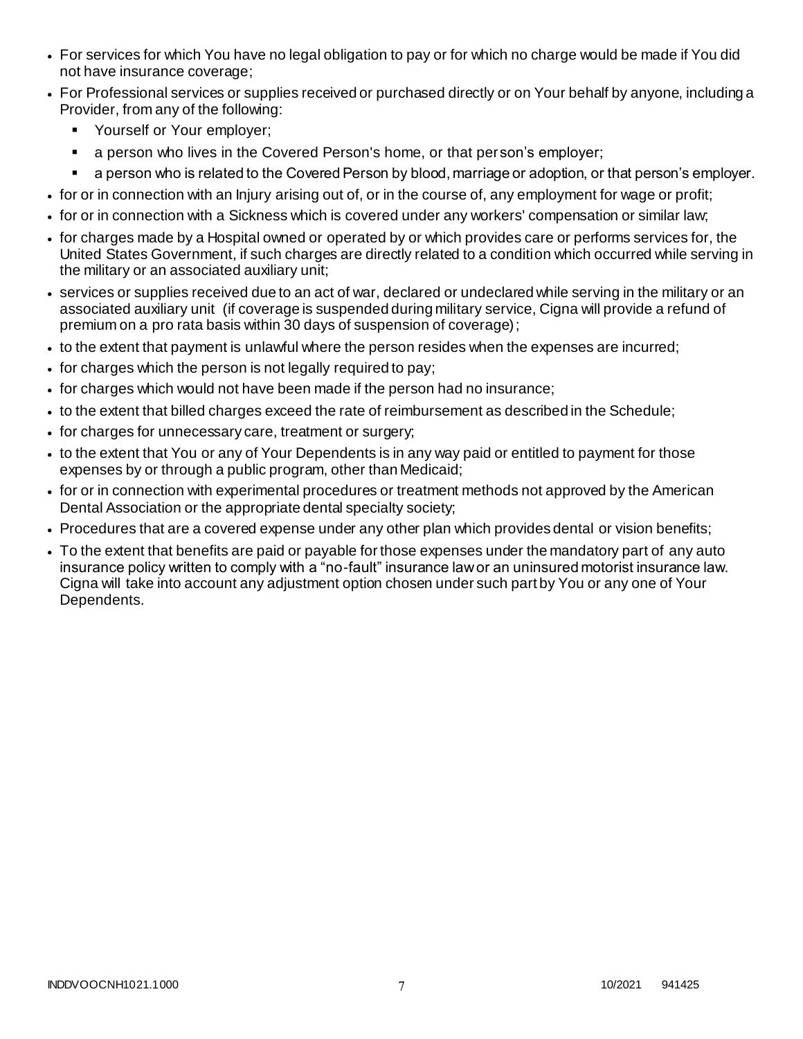- For services for which You have no legal obligation to pay or for which no charge would be made if You did not have insurance coverage;
- For Professional services or supplies received or purchased directly or on Your behalf by anyone, including a Provider, from any of the following:
  - Yourself or Your employer;
  - a person who lives in the Covered Person's home, or that person's employer;
  - a person who is related to the Covered Person by blood, marriage or adoption, or that person's employer.
- for or in connection with an Injury arising out of, or in the course of, any employment for wage or profit;
- for or in connection with a Sickness which is covered under any workers' compensation or similar law;
- for charges made by a Hospital owned or operated by or which provides care or performs services for, the United States Government, if such charges are directly related to a condition which occurred while serving in the military or an associated auxiliary unit;
- services or supplies received due to an act of war, declared or undeclared while serving in the military or an associated auxiliary unit (if coverage is suspended during military service, Cigna will provide a refund of premium on a pro rata basis within 30 days of suspension of coverage);
- to the extent that payment is unlawful where the person resides when the expenses are incurred;
- for charges which the person is not legally required to pay;
- for charges which would not have been made if the person had no insurance;
- to the extent that billed charges exceed the rate of reimbursement as described in the Schedule;
- for charges for unnecessary care, treatment or surgery;
- to the extent that You or any of Your Dependents is in any way paid or entitled to payment for those expenses by or through a public program, other than Medicaid;
- for or in connection with experimental procedures or treatment methods not approved by the American Dental Association or the appropriate dental specialty society;
- Procedures that are a covered expense under any other plan which provides dental or vision benefits;
- To the extent that benefits are paid or payable for those expenses under the mandatory part of any auto insurance policy written to comply with a "no-fault" insurance law or an uninsured motorist insurance law. Cigna will take into account any adjustment option chosen under such part by You or any one of Your Dependents.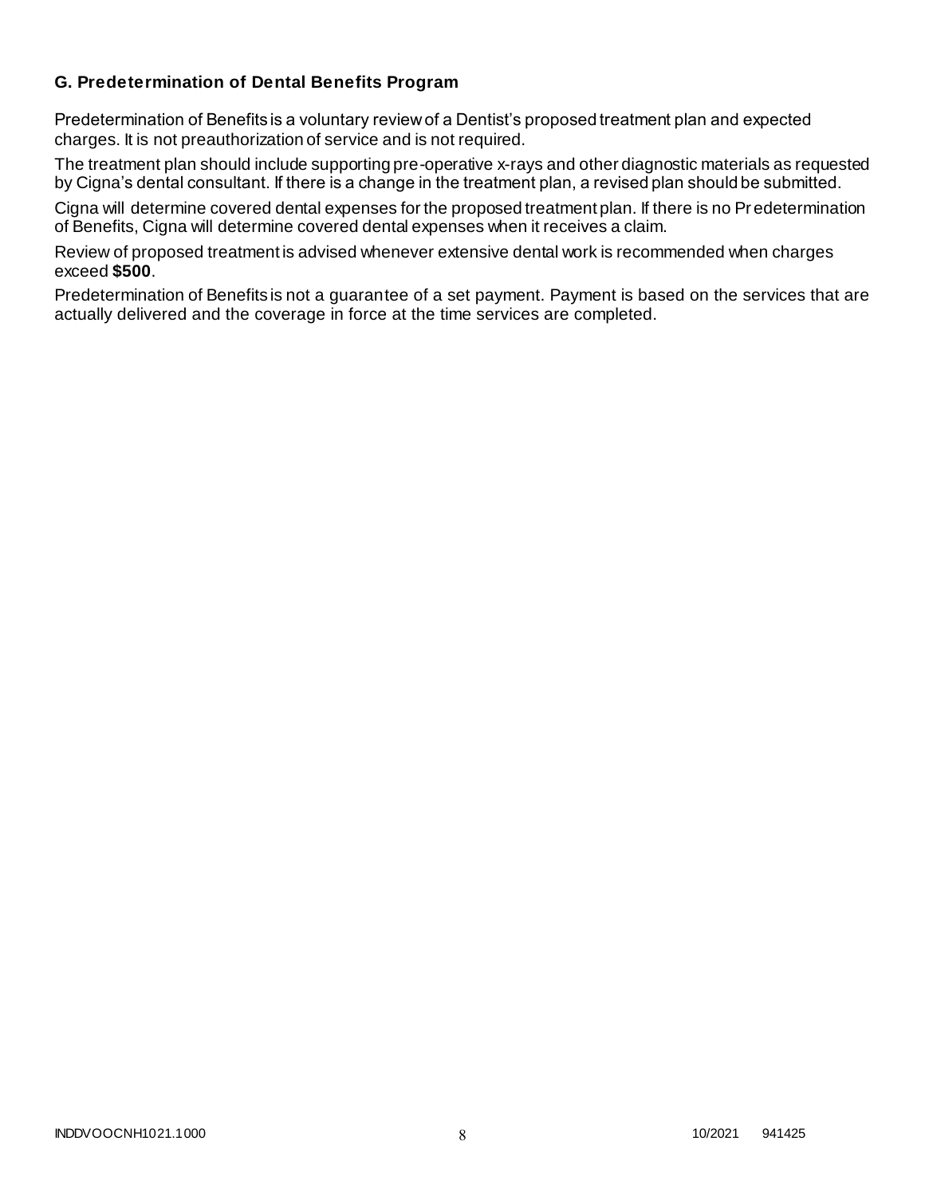### G. Predetermination of Dental Benefits Program

Predetermination of Benefits is a voluntary review of a Dentist's proposed treatment plan and expected charges. It is not preauthorization of service and is not required.

The treatment plan should include supporting pre-operative x-rays and other diagnostic materials as requested by Cigna's dental consultant. If there is a change in the treatment plan, a revised plan should be submitted.

Cigna will determine covered dental expenses for the proposed treatment plan. If there is no Predetermination of Benefits, Cigna will determine covered dental expenses when it receives a claim.

Review of proposed treatment is advised whenever extensive dental work is recommended when charges exceed **$500**.

Predetermination of Benefits is not a guarantee of a set payment. Payment is based on the services that are actually delivered and the coverage in force at the time services are completed.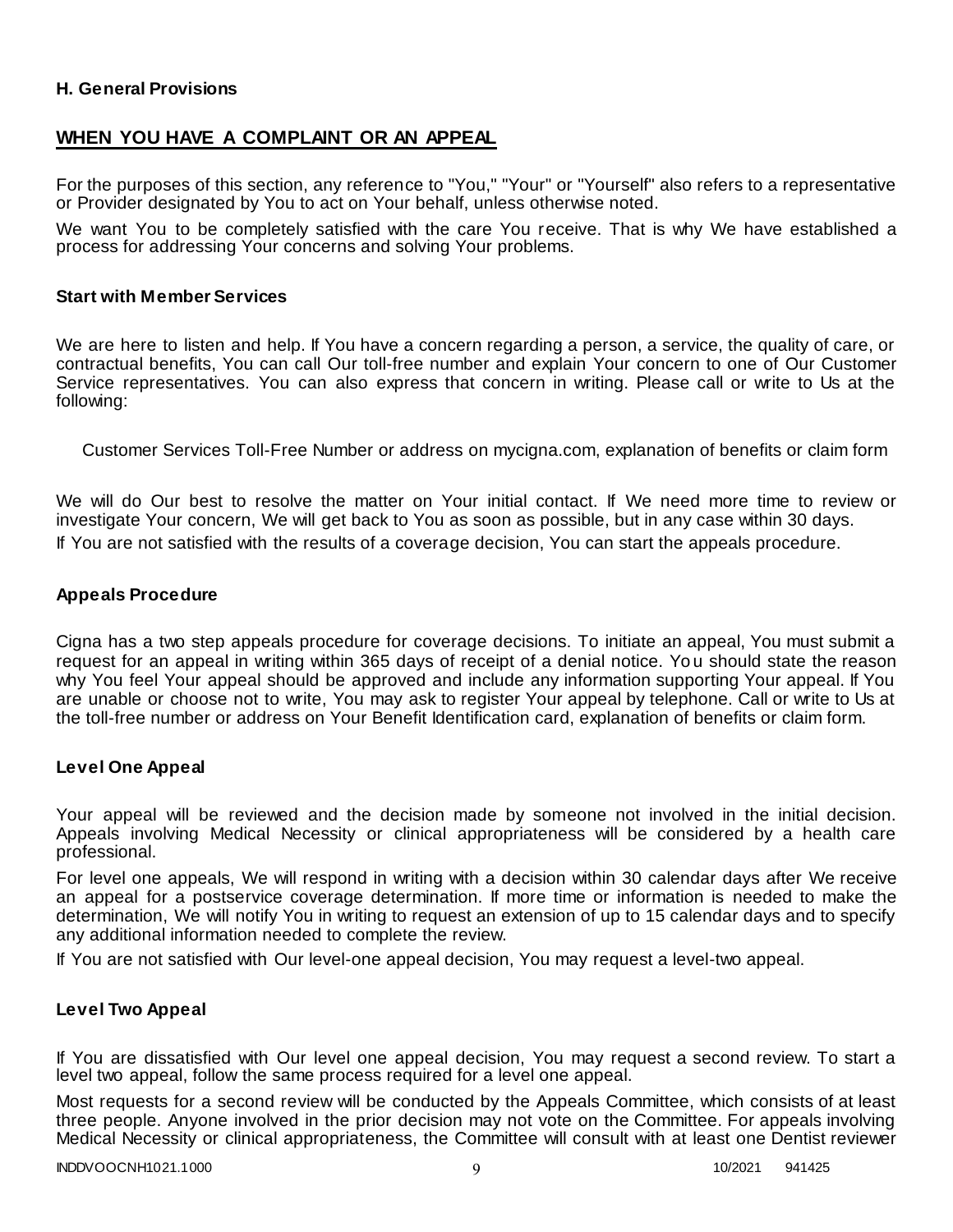### H. General Provisions

## WHEN YOU HAVE A COMPLAINT OR AN APPEAL

For the purposes of this section, any reference to "You," "Your" or "Yourself" also refers to a representative or Provider designated by You to act on Your behalf, unless otherwise noted.

We want You to be completely satisfied with the care You receive. That is why We have established a process for addressing Your concerns and solving Your problems.

### Start with Member Services

We are here to listen and help. If You have a concern regarding a person, a service, the quality of care, or contractual benefits, You can call Our toll-free number and explain Your concern to one of Our Customer Service representatives. You can also express that concern in writing. Please call or write to Us at the following:

Customer Services Toll-Free Number or address on mycigna.com, explanation of benefits or claim form

We will do Our best to resolve the matter on Your initial contact. If We need more time to review or investigate Your concern, We will get back to You as soon as possible, but in any case within 30 days.

If You are not satisfied with the results of a coverage decision, You can start the appeals procedure.

### Appeals Procedure

Cigna has a two step appeals procedure for coverage decisions. To initiate an appeal, You must submit a request for an appeal in writing within 365 days of receipt of a denial notice. You should state the reason why You feel Your appeal should be approved and include any information supporting Your appeal. If You are unable or choose not to write, You may ask to register Your appeal by telephone. Call or write to Us at the toll-free number or address on Your Benefit Identification card, explanation of benefits or claim form.

### Level One Appeal

Your appeal will be reviewed and the decision made by someone not involved in the initial decision. Appeals involving Medical Necessity or clinical appropriateness will be considered by a health care professional.

For level one appeals, We will respond in writing with a decision within 30 calendar days after We receive an appeal for a postservice coverage determination. If more time or information is needed to make the determination, We will notify You in writing to request an extension of up to 15 calendar days and to specify any additional information needed to complete the review.

If You are not satisfied with Our level-one appeal decision, You may request a level-two appeal.

### Level Two Appeal

If You are dissatisfied with Our level one appeal decision, You may request a second review. To start a level two appeal, follow the same process required for a level one appeal.

Most requests for a second review will be conducted by the Appeals Committee, which consists of at least three people. Anyone involved in the prior decision may not vote on the Committee. For appeals involving Medical Necessity or clinical appropriateness, the Committee will consult with at least one Dentist reviewer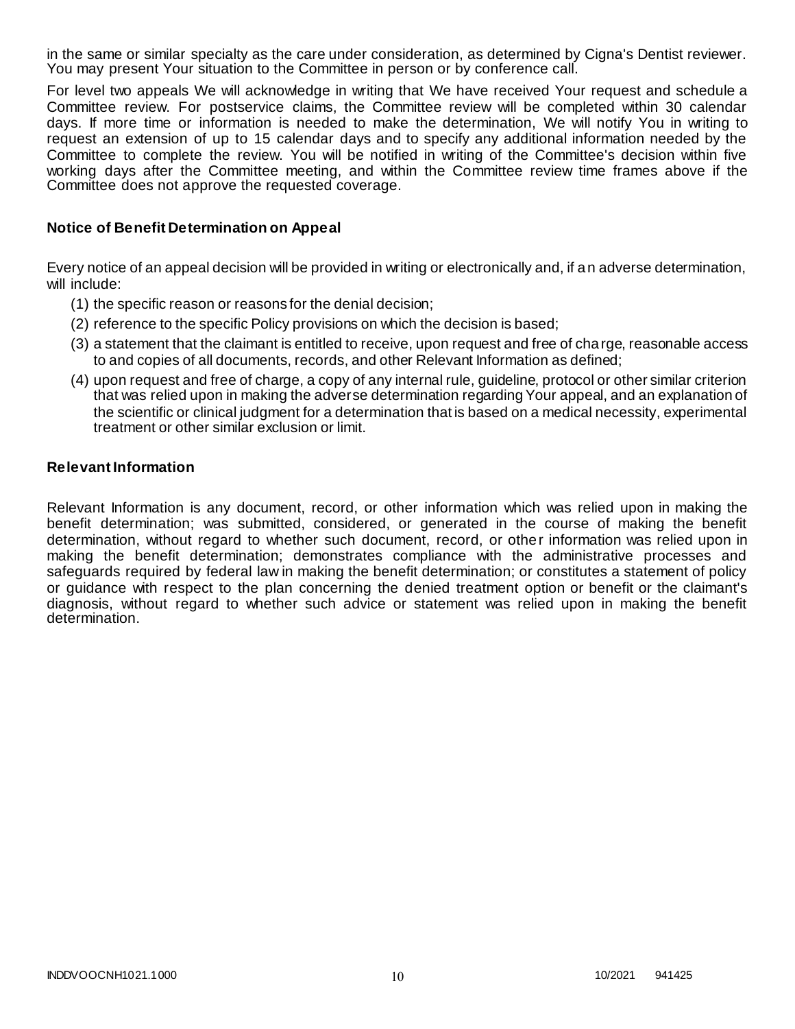in the same or similar specialty as the care under consideration, as determined by Cigna's Dentist reviewer. You may present Your situation to the Committee in person or by conference call.

For level two appeals We will acknowledge in writing that We have received Your request and schedule a Committee review. For postservice claims, the Committee review will be completed within 30 calendar days. If more time or information is needed to make the determination, We will notify You in writing to request an extension of up to 15 calendar days and to specify any additional information needed by the Committee to complete the review. You will be notified in writing of the Committee's decision within five working days after the Committee meeting, and within the Committee review time frames above if the Committee does not approve the requested coverage.

### Notice of Benefit Determination on Appeal

Every notice of an appeal decision will be provided in writing or electronically and, if an adverse determination, will include:

(1) the specific reason or reasons for the denial decision;

(2) reference to the specific Policy provisions on which the decision is based;

(3) a statement that the claimant is entitled to receive, upon request and free of charge, reasonable access to and copies of all documents, records, and other Relevant Information as defined;

(4) upon request and free of charge, a copy of any internal rule, guideline, protocol or other similar criterion that was relied upon in making the adverse determination regarding Your appeal, and an explanation of the scientific or clinical judgment for a determination that is based on a medical necessity, experimental treatment or other similar exclusion or limit.

### Relevant Information

Relevant Information is any document, record, or other information which was relied upon in making the benefit determination; was submitted, considered, or generated in the course of making the benefit determination, without regard to whether such document, record, or other information was relied upon in making the benefit determination; demonstrates compliance with the administrative processes and safeguards required by federal law in making the benefit determination; or constitutes a statement of policy or guidance with respect to the plan concerning the denied treatment option or benefit or the claimant's diagnosis, without regard to whether such advice or statement was relied upon in making the benefit determination.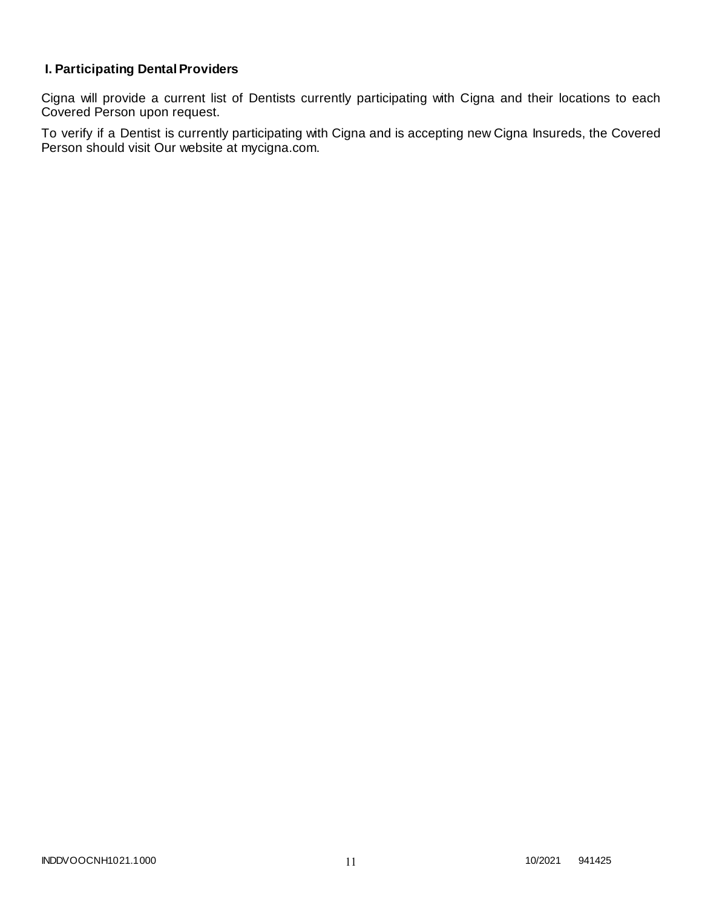## I. Participating Dental Providers

Cigna will provide a current list of Dentists currently participating with Cigna and their locations to each Covered Person upon request.

To verify if a Dentist is currently participating with Cigna and is accepting new Cigna Insureds, the Covered Person should visit Our website at mycigna.com.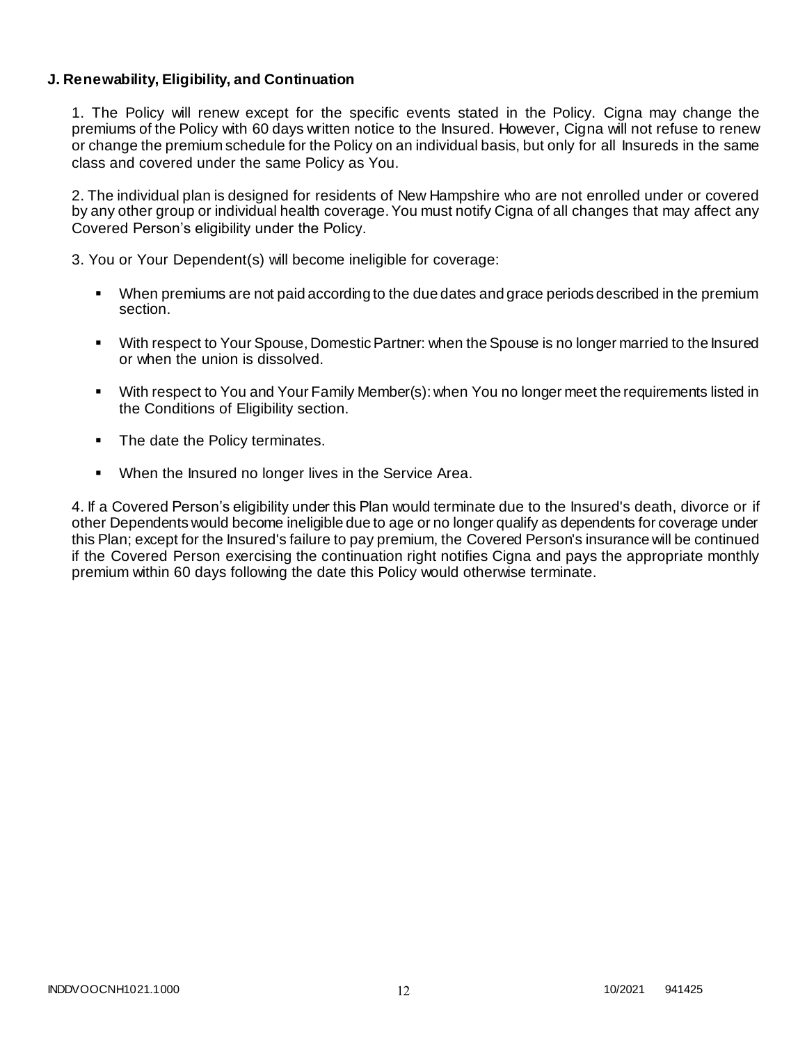**J. Renewability, Eligibility, and Continuation**

1. The Policy will renew except for the specific events stated in the Policy. Cigna may change the premiums of the Policy with 60 days written notice to the Insured. However, Cigna will not refuse to renew or change the premium schedule for the Policy on an individual basis, but only for all Insureds in the same class and covered under the same Policy as You.

2. The individual plan is designed for residents of New Hampshire who are not enrolled under or covered by any other group or individual health coverage. You must notify Cigna of all changes that may affect any Covered Person's eligibility under the Policy.

3. You or Your Dependent(s) will become ineligible for coverage:

- When premiums are not paid according to the due dates and grace periods described in the premium section.
- With respect to Your Spouse, Domestic Partner: when the Spouse is no longer married to the Insured or when the union is dissolved.
- With respect to You and Your Family Member(s): when You no longer meet the requirements listed in the Conditions of Eligibility section.
- The date the Policy terminates.
- When the Insured no longer lives in the Service Area.

4. If a Covered Person's eligibility under this Plan would terminate due to the Insured's death, divorce or if other Dependents would become ineligible due to age or no longer qualify as dependents for coverage under this Plan; except for the Insured's failure to pay premium, the Covered Person's insurance will be continued if the Covered Person exercising the continuation right notifies Cigna and pays the appropriate monthly premium within 60 days following the date this Policy would otherwise terminate.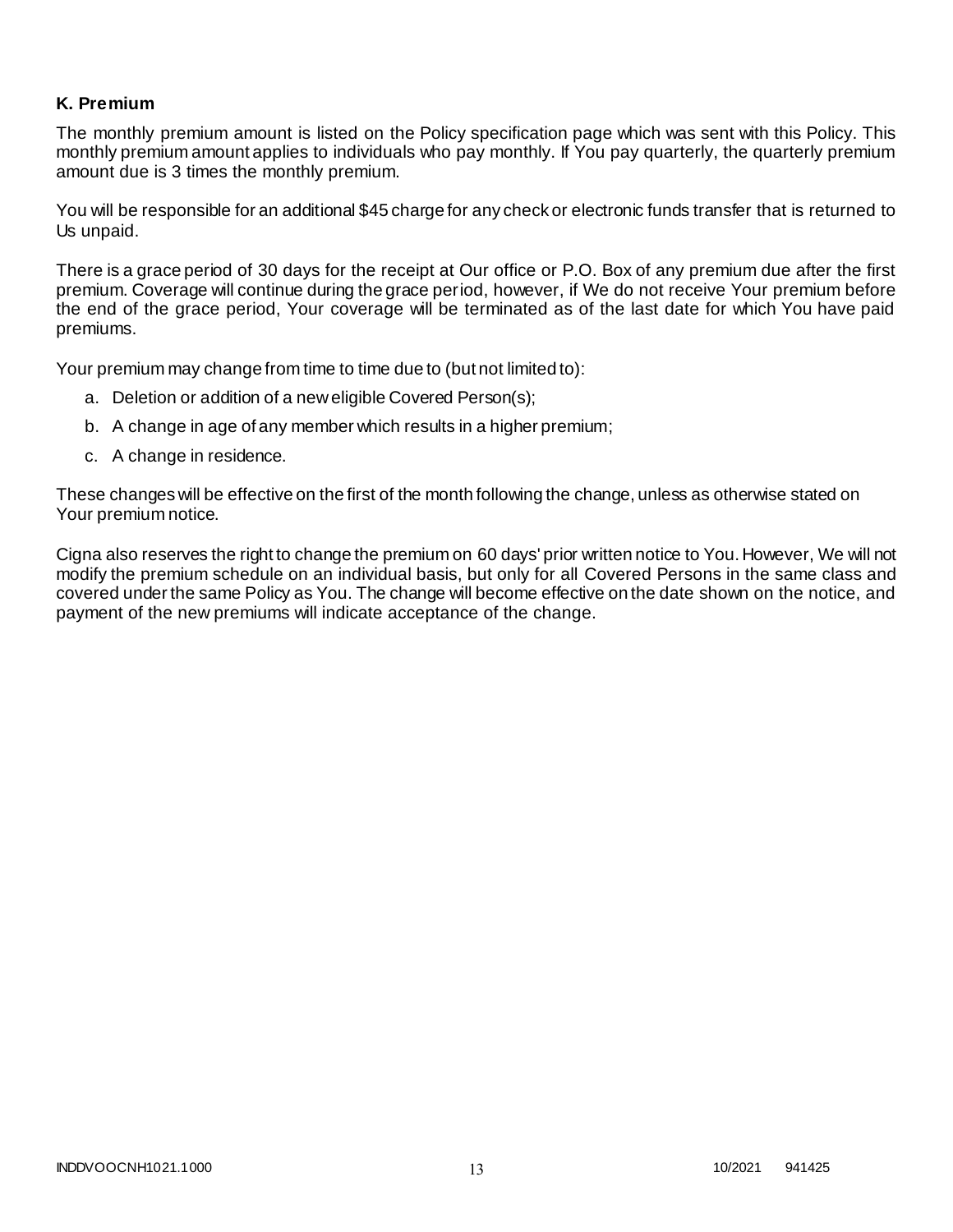### K. Premium

The monthly premium amount is listed on the Policy specification page which was sent with this Policy. This monthly premium amount applies to individuals who pay monthly. If You pay quarterly, the quarterly premium amount due is 3 times the monthly premium.

You will be responsible for an additional $45 charge for any check or electronic funds transfer that is returned to Us unpaid.

There is a grace period of 30 days for the receipt at Our office or P.O. Box of any premium due after the first premium. Coverage will continue during the grace period, however, if We do not receive Your premium before the end of the grace period, Your coverage will be terminated as of the last date for which You have paid premiums.

Your premium may change from time to time due to (but not limited to):

a. Deletion or addition of a new eligible Covered Person(s);
b. A change in age of any member which results in a higher premium;
c. A change in residence.

These changes will be effective on the first of the month following the change, unless as otherwise stated on Your premium notice.

Cigna also reserves the right to change the premium on 60 days' prior written notice to You. However, We will not modify the premium schedule on an individual basis, but only for all Covered Persons in the same class and covered under the same Policy as You. The change will become effective on the date shown on the notice, and payment of the new premiums will indicate acceptance of the change.